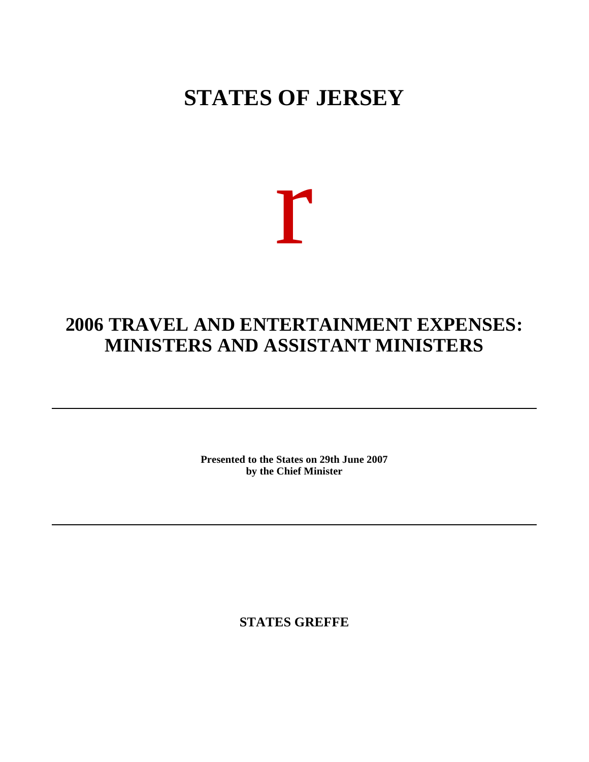# STATES OF JERSEY

r

## 2006 TRAVEL AND ENTERTAINMENT EXPENSES: MINISTERS AND ASSISTANT MINISTERS

---

**Presented to the States on 29th June 2007**
**by the Chief Minister**

---

**STATES GREFFE**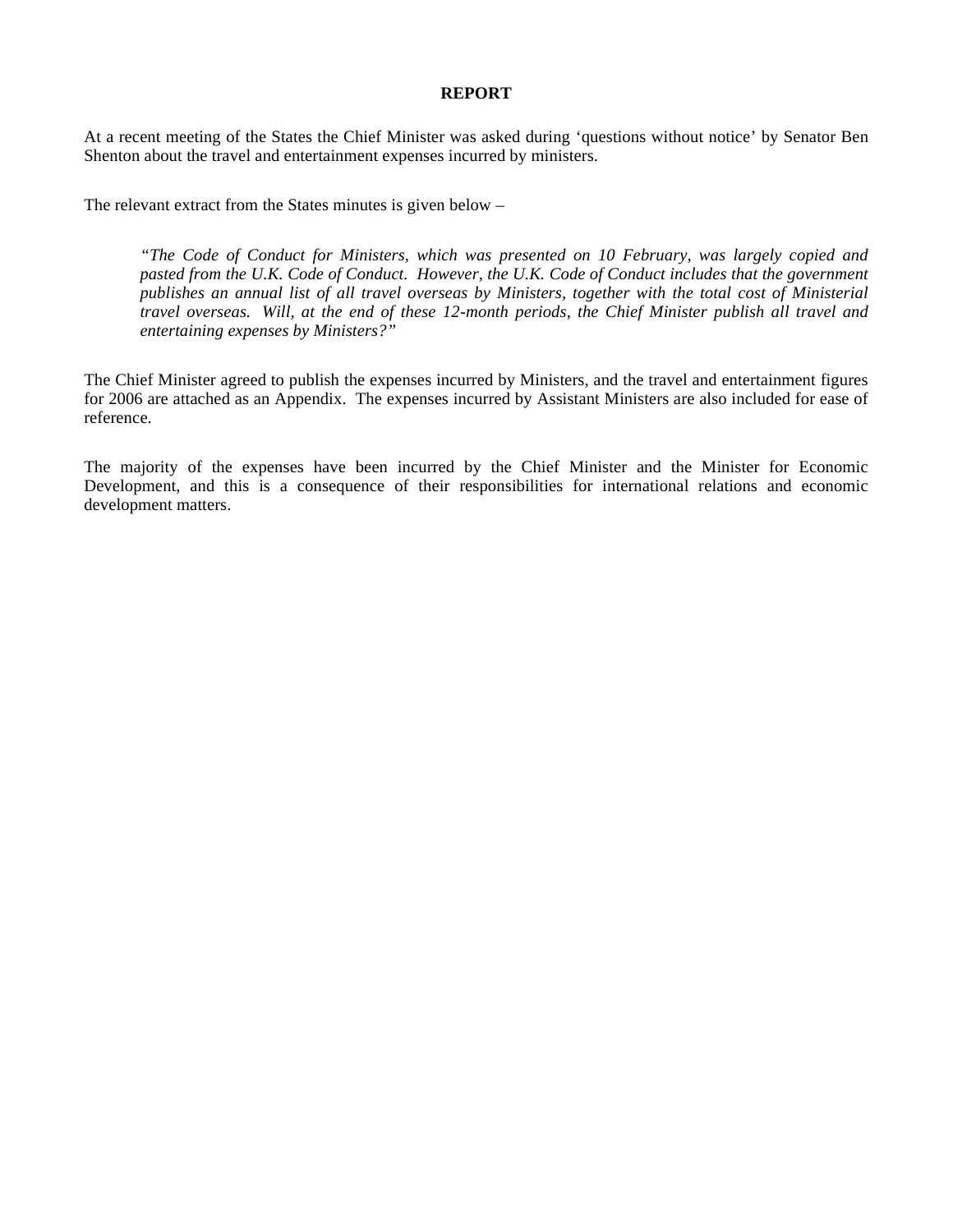**REPORT**

At a recent meeting of the States the Chief Minister was asked during 'questions without notice' by Senator Ben Shenton about the travel and entertainment expenses incurred by ministers.

The relevant extract from the States minutes is given below –

> *"The Code of Conduct for Ministers, which was presented on 10 February, was largely copied and pasted from the U.K. Code of Conduct. However, the U.K. Code of Conduct includes that the government publishes an annual list of all travel overseas by Ministers, together with the total cost of Ministerial travel overseas. Will, at the end of these 12-month periods, the Chief Minister publish all travel and entertaining expenses by Ministers?"*

The Chief Minister agreed to publish the expenses incurred by Ministers, and the travel and entertainment figures for 2006 are attached as an Appendix. The expenses incurred by Assistant Ministers are also included for ease of reference.

The majority of the expenses have been incurred by the Chief Minister and the Minister for Economic Development, and this is a consequence of their responsibilities for international relations and economic development matters.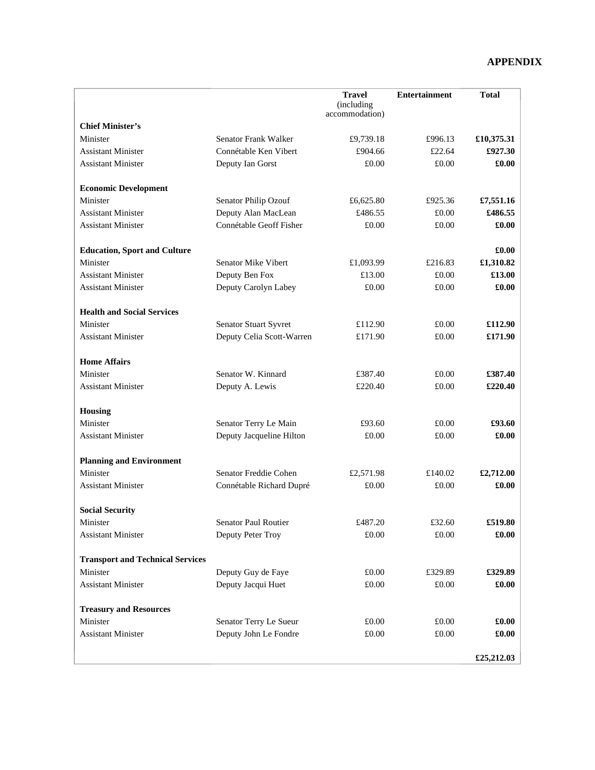## APPENDIX

| | | Travel (including accommodation) | Entertainment | Total |
|---|---|---|---|---|
| **Chief Minister's** | | | | |
| Minister | Senator Frank Walker | £9,739.18 | £996.13 | **£10,375.31** |
| Assistant Minister | Connétable Ken Vibert | £904.66 | £22.64 | **£927.30** |
| Assistant Minister | Deputy Ian Gorst | £0.00 | £0.00 | **£0.00** |
| **Economic Development** | | | | |
| Minister | Senator Philip Ozouf | £6,625.80 | £925.36 | **£7,551.16** |
| Assistant Minister | Deputy Alan MacLean | £486.55 | £0.00 | **£486.55** |
| Assistant Minister | Connétable Geoff Fisher | £0.00 | £0.00 | **£0.00** |
| **Education, Sport and Culture** | | | | **£0.00** |
| Minister | Senator Mike Vibert | £1,093.99 | £216.83 | **£1,310.82** |
| Assistant Minister | Deputy Ben Fox | £13.00 | £0.00 | **£13.00** |
| Assistant Minister | Deputy Carolyn Labey | £0.00 | £0.00 | **£0.00** |
| **Health and Social Services** | | | | |
| Minister | Senator Stuart Syvret | £112.90 | £0.00 | **£112.90** |
| Assistant Minister | Deputy Celia Scott-Warren | £171.90 | £0.00 | **£171.90** |
| **Home Affairs** | | | | |
| Minister | Senator W. Kinnard | £387.40 | £0.00 | **£387.40** |
| Assistant Minister | Deputy A. Lewis | £220.40 | £0.00 | **£220.40** |
| **Housing** | | | | |
| Minister | Senator Terry Le Main | £93.60 | £0.00 | **£93.60** |
| Assistant Minister | Deputy Jacqueline Hilton | £0.00 | £0.00 | **£0.00** |
| **Planning and Environment** | | | | |
| Minister | Senator Freddie Cohen | £2,571.98 | £140.02 | **£2,712.00** |
| Assistant Minister | Connétable Richard Dupré | £0.00 | £0.00 | **£0.00** |
| **Social Security** | | | | |
| Minister | Senator Paul Routier | £487.20 | £32.60 | **£519.80** |
| Assistant Minister | Deputy Peter Troy | £0.00 | £0.00 | **£0.00** |
| **Transport and Technical Services** | | | | |
| Minister | Deputy Guy de Faye | £0.00 | £329.89 | **£329.89** |
| Assistant Minister | Deputy Jacqui Huet | £0.00 | £0.00 | **£0.00** |
| **Treasury and Resources** | | | | |
| Minister | Senator Terry Le Sueur | £0.00 | £0.00 | **£0.00** |
| Assistant Minister | Deputy John Le Fondre | £0.00 | £0.00 | **£0.00** |
| | | | | **£25,212.03** |